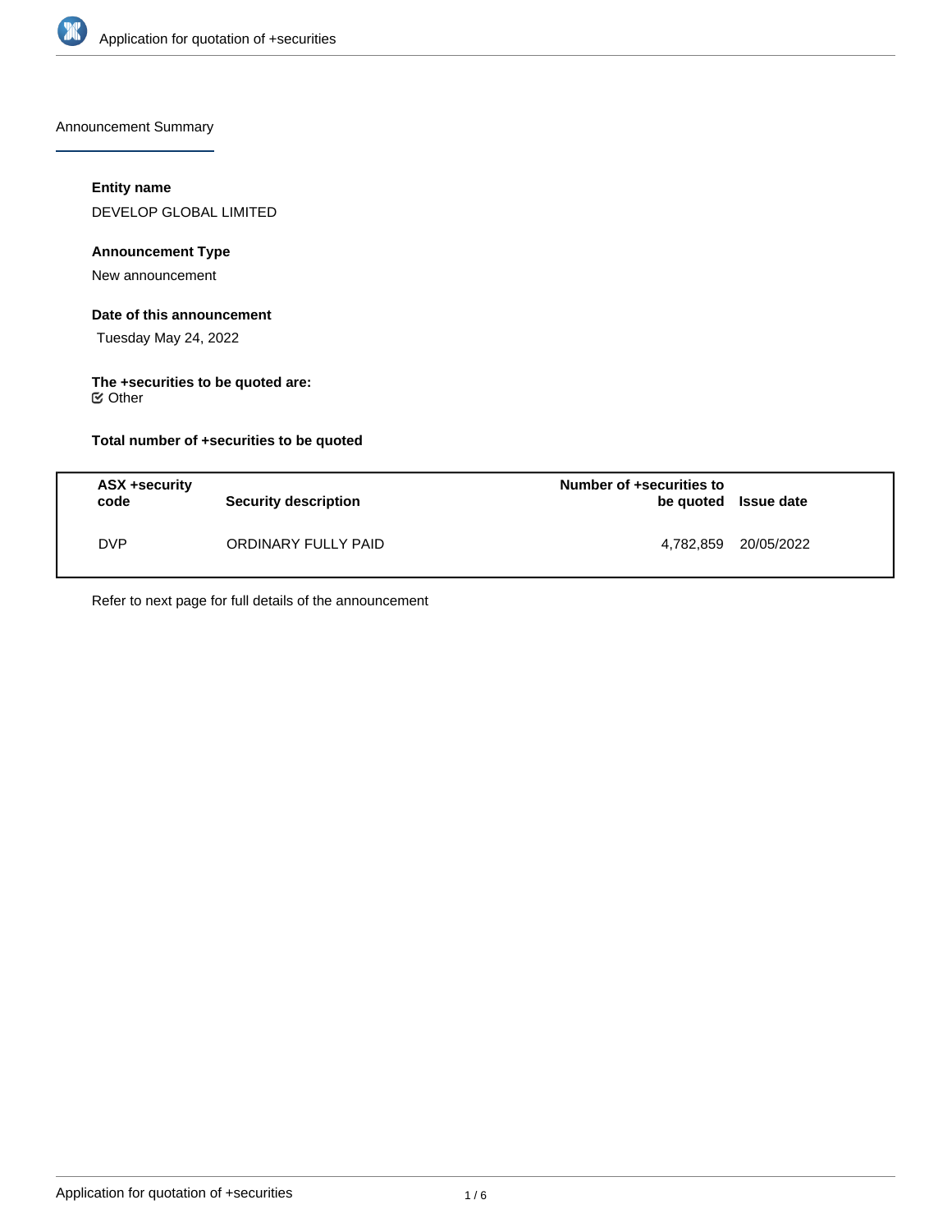Announcement Summary

**Entity name**

DEVELOP GLOBAL LIMITED

**Announcement Type**

New announcement

**Date of this announcement**

Tuesday May 24, 2022

**The +securities to be quoted are:**

☑ Other

**Total number of +securities to be quoted**

| ASX +security code | Security description | Number of +securities to be quoted | Issue date |
| --- | --- | --- | --- |
| DVP | ORDINARY FULLY PAID | 4,782,859 | 20/05/2022 |

Refer to next page for full details of the announcement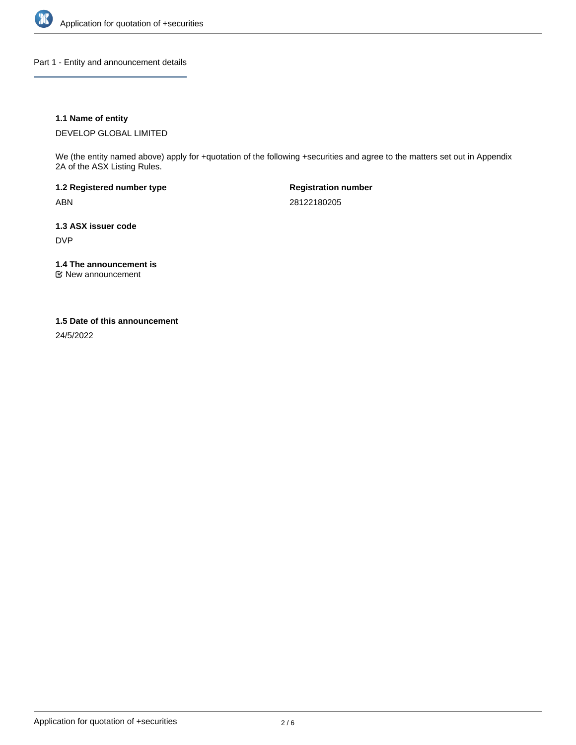Part 1 - Entity and announcement details

### 1.1 Name of entity

DEVELOP GLOBAL LIMITED

We (the entity named above) apply for +quotation of the following +securities and agree to the matters set out in Appendix 2A of the ASX Listing Rules.

**1.2 Registered number type**

ABN

**Registration number**

28122180205

**1.3 ASX issuer code**

DVP

**1.4 The announcement is**

☑ New announcement

**1.5 Date of this announcement**

24/5/2022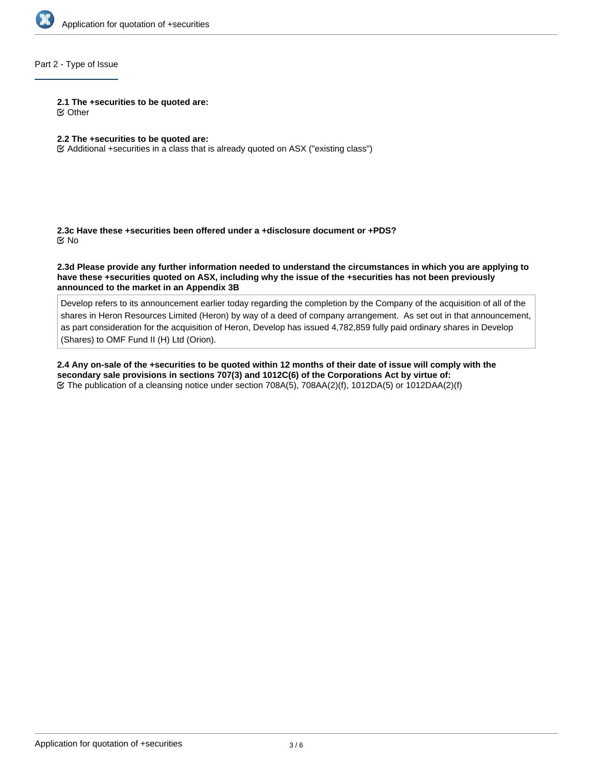## Part 2 - Type of Issue

**2.1 The +securities to be quoted are:**
☑ Other

**2.2 The +securities to be quoted are:**
☑ Additional +securities in a class that is already quoted on ASX ("existing class")

**2.3c Have these +securities been offered under a +disclosure document or +PDS?**
☑ No

**2.3d Please provide any further information needed to understand the circumstances in which you are applying to have these +securities quoted on ASX, including why the issue of the +securities has not been previously announced to the market in an Appendix 3B**

Develop refers to its announcement earlier today regarding the completion by the Company of the acquisition of all of the shares in Heron Resources Limited (Heron) by way of a deed of company arrangement. As set out in that announcement, as part consideration for the acquisition of Heron, Develop has issued 4,782,859 fully paid ordinary shares in Develop (Shares) to OMF Fund II (H) Ltd (Orion).

**2.4 Any on-sale of the +securities to be quoted within 12 months of their date of issue will comply with the secondary sale provisions in sections 707(3) and 1012C(6) of the Corporations Act by virtue of:**
☑ The publication of a cleansing notice under section 708A(5), 708AA(2)(f), 1012DA(5) or 1012DAA(2)(f)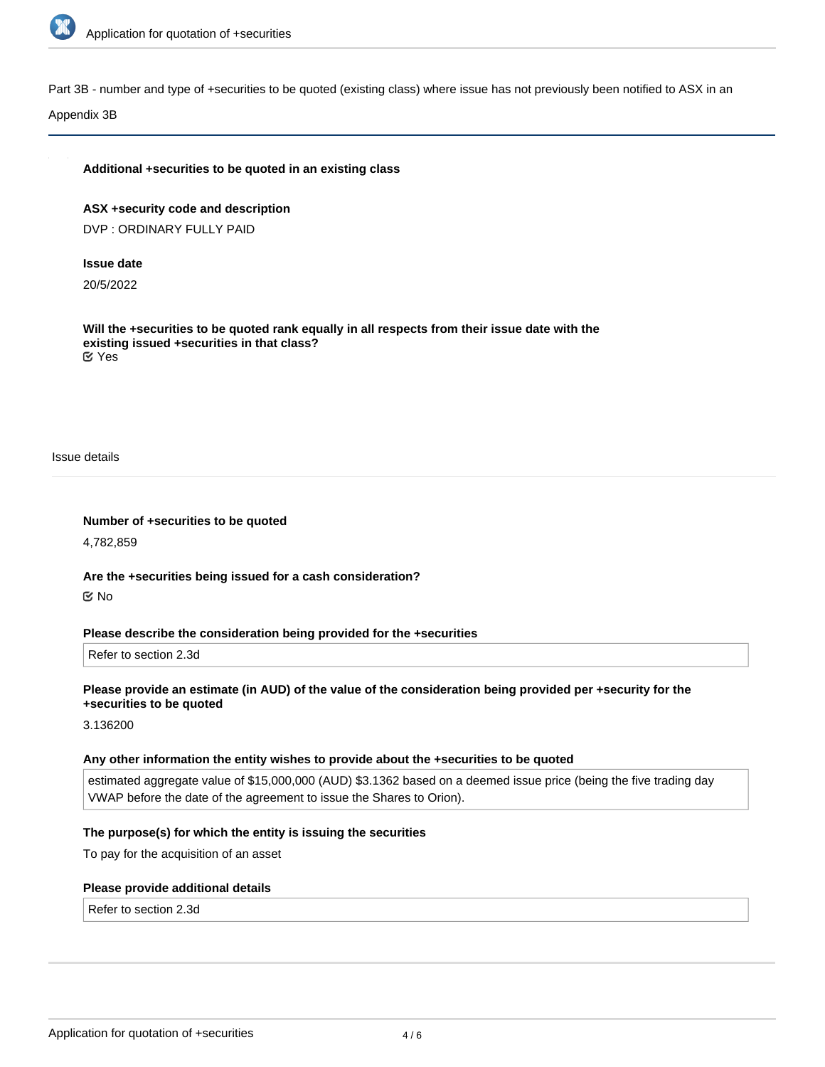Part 3B - number and type of +securities to be quoted (existing class) where issue has not previously been notified to ASX in an Appendix 3B

**Additional +securities to be quoted in an existing class**

**ASX +security code and description**

DVP : ORDINARY FULLY PAID

**Issue date**

20/5/2022

**Will the +securities to be quoted rank equally in all respects from their issue date with the existing issued +securities in that class?**

☑ Yes

Issue details

**Number of +securities to be quoted**

4,782,859

**Are the +securities being issued for a cash consideration?**

☑ No

**Please describe the consideration being provided for the +securities**

Refer to section 2.3d

**Please provide an estimate (in AUD) of the value of the consideration being provided per +security for the +securities to be quoted**

3.136200

**Any other information the entity wishes to provide about the +securities to be quoted**

estimated aggregate value of $15,000,000 (AUD) $3.1362 based on a deemed issue price (being the five trading day VWAP before the date of the agreement to issue the Shares to Orion).

**The purpose(s) for which the entity is issuing the securities**

To pay for the acquisition of an asset

**Please provide additional details**

Refer to section 2.3d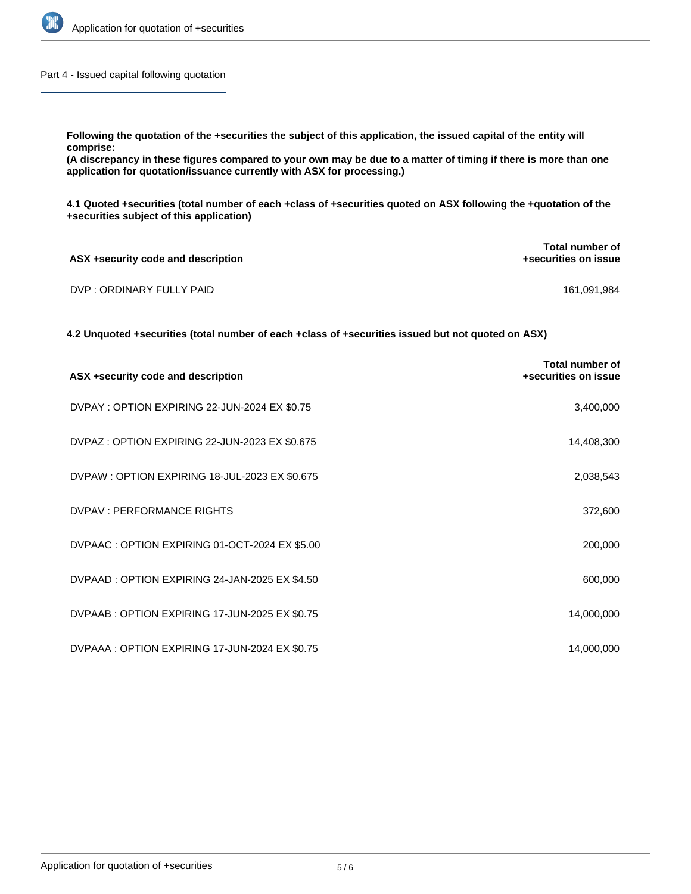## Part 4 - Issued capital following quotation

**Following the quotation of the +securities the subject of this application, the issued capital of the entity will comprise:**
**(A discrepancy in these figures compared to your own may be due to a matter of timing if there is more than one application for quotation/issuance currently with ASX for processing.)**

**4.1 Quoted +securities (total number of each +class of +securities quoted on ASX following the +quotation of the +securities subject of this application)**

| ASX +security code and description | Total number of +securities on issue |
|---|---|
| DVP : ORDINARY FULLY PAID | 161,091,984 |

**4.2 Unquoted +securities (total number of each +class of +securities issued but not quoted on ASX)**

| ASX +security code and description | Total number of +securities on issue |
|---|---|
| DVPAY : OPTION EXPIRING 22-JUN-2024 EX $0.75 | 3,400,000 |
| DVPAZ : OPTION EXPIRING 22-JUN-2023 EX $0.675 | 14,408,300 |
| DVPAW : OPTION EXPIRING 18-JUL-2023 EX $0.675 | 2,038,543 |
| DVPAV : PERFORMANCE RIGHTS | 372,600 |
| DVPAAC : OPTION EXPIRING 01-OCT-2024 EX $5.00 | 200,000 |
| DVPAAD : OPTION EXPIRING 24-JAN-2025 EX $4.50 | 600,000 |
| DVPAAB : OPTION EXPIRING 17-JUN-2025 EX $0.75 | 14,000,000 |
| DVPAAA : OPTION EXPIRING 17-JUN-2024 EX $0.75 | 14,000,000 |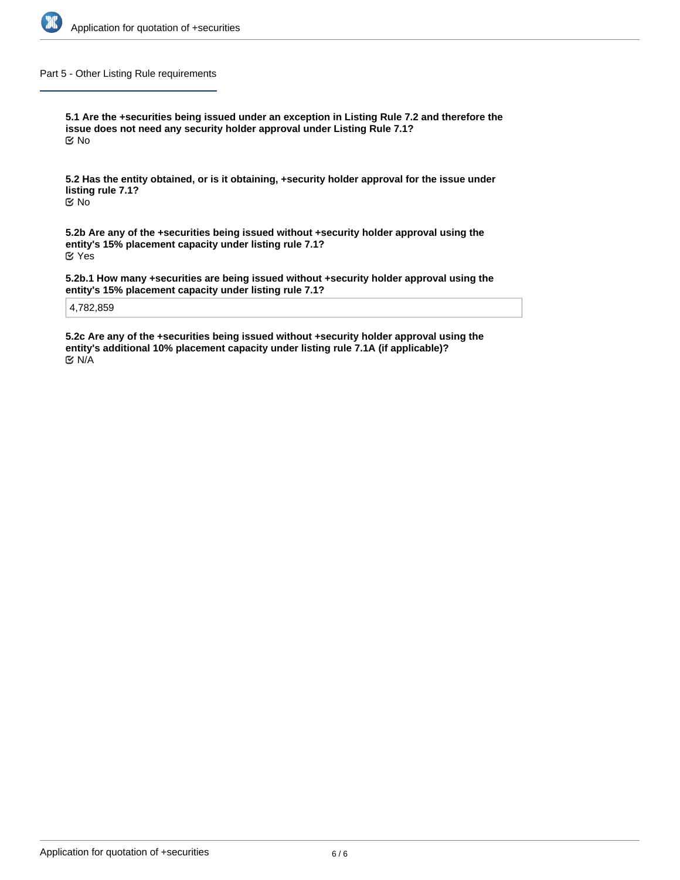## Part 5 - Other Listing Rule requirements

**5.1 Are the +securities being issued under an exception in Listing Rule 7.2 and therefore the issue does not need any security holder approval under Listing Rule 7.1?**

No

**5.2 Has the entity obtained, or is it obtaining, +security holder approval for the issue under listing rule 7.1?**

No

**5.2b Are any of the +securities being issued without +security holder approval using the entity's 15% placement capacity under listing rule 7.1?**

Yes

**5.2b.1 How many +securities are being issued without +security holder approval using the entity's 15% placement capacity under listing rule 7.1?**

4,782,859

**5.2c Are any of the +securities being issued without +security holder approval using the entity's additional 10% placement capacity under listing rule 7.1A (if applicable)?**

N/A